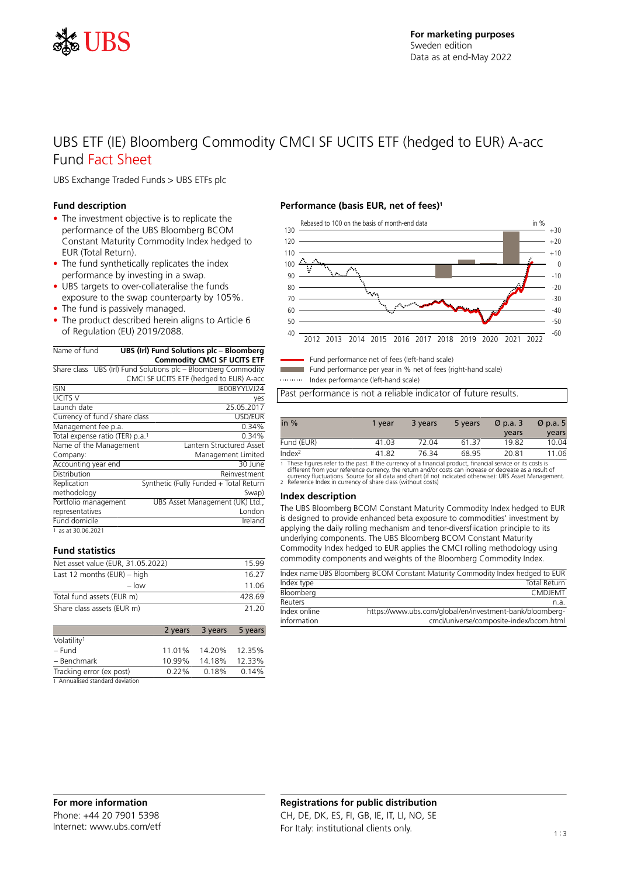**For marketing purposes**
Sweden edition
Data as at end-May 2022

# UBS ETF (IE) Bloomberg Commodity CMCI SF UCITS ETF (hedged to EUR) A-acc
## Fund Fact Sheet

UBS Exchange Traded Funds > UBS ETFs plc

### Fund description

- The investment objective is to replicate the performance of the UBS Bloomberg BCOM Constant Maturity Commodity Index hedged to EUR (Total Return).
- The fund synthetically replicates the index performance by investing in a swap.
- UBS targets to over-collateralise the funds exposure to the swap counterparty by 105%.
- The fund is passively managed.
- The product described herein aligns to Article 6 of Regulation (EU) 2019/2088.

| | |
|---|---|
| Name of fund | **UBS (Irl) Fund Solutions plc – Bloomberg Commodity CMCI SF UCITS ETF** |
| Share class | UBS (Irl) Fund Solutions plc – Bloomberg Commodity CMCI SF UCITS ETF (hedged to EUR) A-acc |
| ISIN | IE00BYYLVJ24 |
| UCITS V | yes |
| Launch date | 25.05.2017 |
| Currency of fund / share class | USD/EUR |
| Management fee p.a. | 0.34% |
| Total expense ratio (TER) p.a.[1] | 0.34% |
| Name of the Management Company: | Lantern Structured Asset Management Limited |
| Accounting year end | 30 June |
| Distribution | Reinvestment |
| Replication methodology | Synthetic (Fully Funded + Total Return Swap) |
| Portfolio management representatives | UBS Asset Management (UK) Ltd., London |
| Fund domicile | Ireland |

1 as at 30.06.2021

### Fund statistics

| | |
|---|---|
| Net asset value (EUR, 31.05.2022) | 15.99 |
| Last 12 months (EUR) – high | 16.27 |
| – low | 11.06 |
| Total fund assets (EUR m) | 428.69 |
| Share class assets (EUR m) | 21.20 |

| | 2 years | 3 years | 5 years |
|---|---|---|---|
| Volatility[1] | | | |
| – Fund | 11.01% | 14.20% | 12.35% |
| – Benchmark | 10.99% | 14.18% | 12.33% |
| Tracking error (ex post) | 0.22% | 0.18% | 0.14% |

1 Annualised standard deviation

### Performance (basis EUR, net of fees)[1]

Rebased to 100 on the basis of month-end data

- Fund performance net of fees (left-hand scale)
- Fund performance per year in % net of fees (right-hand scale)
- Index performance (left-hand scale)

Past performance is not a reliable indicator of future results.

| in % | 1 year | 3 years | 5 years | Ø p.a. 3 years | Ø p.a. 5 years |
|---|---|---|---|---|---|
| Fund (EUR) | 41.03 | 72.04 | 61.37 | 19.82 | 10.04 |
| Index[2] | 41.82 | 76.34 | 68.95 | 20.81 | 11.06 |

1 These figures refer to the past. If the currency of a financial product, financial service or its costs is different from your reference currency, the return and/or costs can increase or decrease as a result of currency fluctuations. Source for all data and chart (if not indicated otherwise): UBS Asset Management.
2 Reference Index in currency of share class (without costs)

### Index description

The UBS Bloomberg BCOM Constant Maturity Commodity Index hedged to EUR is designed to provide enhanced beta exposure to commodities' investment by applying the daily rolling mechanism and tenor-diversfiication principle to its underlying components. The UBS Bloomberg BCOM Constant Maturity Commodity Index hedged to EUR applies the CMCI rolling methodology using commodity components and weights of the Bloomberg Commodity Index.

| | |
|---|---|
| Index name | UBS Bloomberg BCOM Constant Maturity Commodity Index hedged to EUR |
| Index type | Total Return |
| Bloomberg | CMDJEMT |
| Reuters | n.a. |
| Index online information | https://www.ubs.com/global/en/investment-bank/bloomberg-cmci/universe/composite-index/bcom.html |

### For more information

Phone: +44 20 7901 5398
Internet: www.ubs.com/etf

### Registrations for public distribution

CH, DE, DK, ES, FI, GB, IE, IT, LI, NO, SE
For Italy: institutional clients only.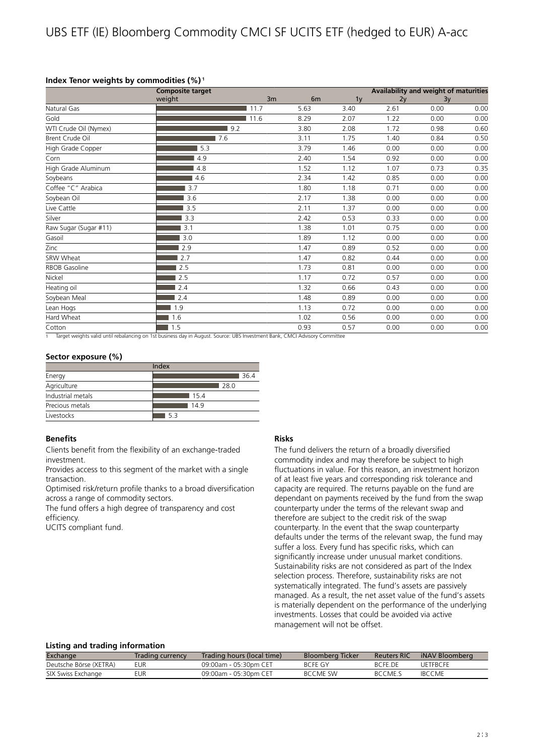# UBS ETF (IE) Bloomberg Commodity CMCI SF UCITS ETF (hedged to EUR) A-acc

### Index Tenor weights by commodities (%)[1]

| | Composite target weight | Availability and weight of maturities | | | | |
|---|---|---|---|---|---|---|
| | | 3m | 6m | 1y | 2y | 3y |
| Natural Gas | 11.7 | 5.63 | 3.40 | 2.61 | 0.00 | 0.00 |
| Gold | 11.6 | 8.29 | 2.07 | 1.22 | 0.00 | 0.00 |
| WTI Crude Oil (Nymex) | 9.2 | 3.80 | 2.08 | 1.72 | 0.98 | 0.60 |
| Brent Crude Oil | 7.6 | 3.11 | 1.75 | 1.40 | 0.84 | 0.50 |
| High Grade Copper | 5.3 | 3.79 | 1.46 | 0.00 | 0.00 | 0.00 |
| Corn | 4.9 | 2.40 | 1.54 | 0.92 | 0.00 | 0.00 |
| High Grade Aluminum | 4.8 | 1.52 | 1.12 | 1.07 | 0.73 | 0.35 |
| Soybeans | 4.6 | 2.34 | 1.42 | 0.85 | 0.00 | 0.00 |
| Coffee "C" Arabica | 3.7 | 1.80 | 1.18 | 0.71 | 0.00 | 0.00 |
| Soybean Oil | 3.6 | 2.17 | 1.38 | 0.00 | 0.00 | 0.00 |
| Live Cattle | 3.5 | 2.11 | 1.37 | 0.00 | 0.00 | 0.00 |
| Silver | 3.3 | 2.42 | 0.53 | 0.33 | 0.00 | 0.00 |
| Raw Sugar (Sugar #11) | 3.1 | 1.38 | 1.01 | 0.75 | 0.00 | 0.00 |
| Gasoil | 3.0 | 1.89 | 1.12 | 0.00 | 0.00 | 0.00 |
| Zinc | 2.9 | 1.47 | 0.89 | 0.52 | 0.00 | 0.00 |
| SRW Wheat | 2.7 | 1.47 | 0.82 | 0.44 | 0.00 | 0.00 |
| RBOB Gasoline | 2.5 | 1.73 | 0.81 | 0.00 | 0.00 | 0.00 |
| Nickel | 2.5 | 1.17 | 0.72 | 0.57 | 0.00 | 0.00 |
| Heating oil | 2.4 | 1.32 | 0.66 | 0.43 | 0.00 | 0.00 |
| Soybean Meal | 2.4 | 1.48 | 0.89 | 0.00 | 0.00 | 0.00 |
| Lean Hogs | 1.9 | 1.13 | 0.72 | 0.00 | 0.00 | 0.00 |
| Hard Wheat | 1.6 | 1.02 | 0.56 | 0.00 | 0.00 | 0.00 |
| Cotton | 1.5 | 0.93 | 0.57 | 0.00 | 0.00 | 0.00 |

1 Target weights valid until rebalancing on 1st business day in August. Source: UBS Investment Bank, CMCI Advisory Committee

### Sector exposure (%)

| | Index |
|---|---|
| Energy | 36.4 |
| Agriculture | 28.0 |
| Industrial metals | 15.4 |
| Precious metals | 14.9 |
| Livestocks | 5.3 |

### Benefits

Clients benefit from the flexibility of an exchange-traded investment.

Provides access to this segment of the market with a single transaction.

Optimised risk/return profile thanks to a broad diversification across a range of commodity sectors.

The fund offers a high degree of transparency and cost efficiency.

UCITS compliant fund.

### Risks

The fund delivers the return of a broadly diversified commodity index and may therefore be subject to high fluctuations in value. For this reason, an investment horizon of at least five years and corresponding risk tolerance and capacity are required. The returns payable on the fund are dependant on payments received by the fund from the swap counterparty under the terms of the relevant swap and therefore are subject to the credit risk of the swap counterparty. In the event that the swap counterparty defaults under the terms of the relevant swap, the fund may suffer a loss. Every fund has specific risks, which can significantly increase under unusual market conditions. Sustainability risks are not considered as part of the Index selection process. Therefore, sustainability risks are not systematically integrated. The fund's assets are passively managed. As a result, the net asset value of the fund's assets is materially dependent on the performance of the underlying investments. Losses that could be avoided via active management will not be offset.

### Listing and trading information

| Exchange | Trading currency | Trading hours (local time) | Bloomberg Ticker | Reuters RIC | iNAV Bloomberg |
|---|---|---|---|---|---|
| Deutsche Börse (XETRA) | EUR | 09:00am - 05:30pm CET | BCFE GY | BCFE.DE | UETFBCFE |
| SIX Swiss Exchange | EUR | 09:00am - 05:30pm CET | BCCME SW | BCCME.S | IBCCME |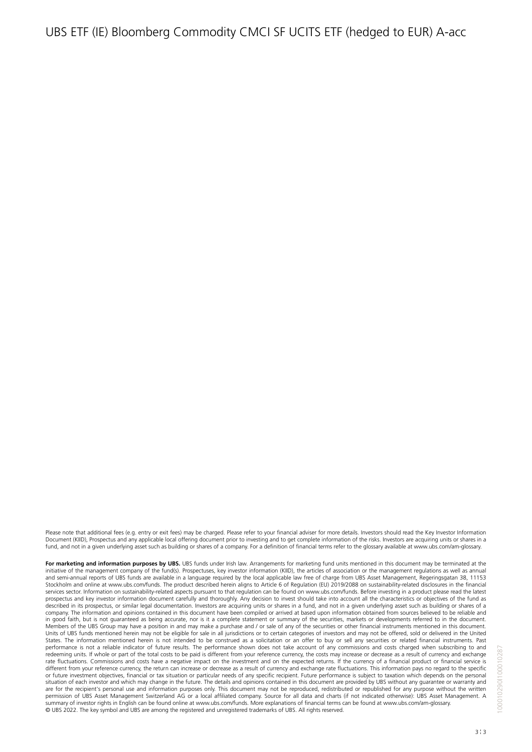Please note that additional fees (e.g. entry or exit fees) may be charged. Please refer to your financial adviser for more details. Investors should read the Key Investor Information Document (KIID), Prospectus and any applicable local offering document prior to investing and to get complete information of the risks. Investors are acquiring units or shares in a fund, and not in a given underlying asset such as building or shares of a company. For a definition of financial terms refer to the glossary available at www.ubs.com/am-glossary.

**For marketing and information purposes by UBS.** UBS funds under Irish law. Arrangements for marketing fund units mentioned in this document may be terminated at the initiative of the management company of the fund(s). Prospectuses, key investor information (KIID), the articles of association or the management regulations as well as annual and semi-annual reports of UBS funds are available in a language required by the local applicable law free of charge from UBS Asset Management, Regeringsgatan 38, 11153 Stockholm and online at www.ubs.com/funds. The product described herein aligns to Article 6 of Regulation (EU) 2019/2088 on sustainability-related disclosures in the financial services sector. Information on sustainability-related aspects pursuant to that regulation can be found on www.ubs.com/funds. Before investing in a product please read the latest prospectus and key investor information document carefully and thoroughly. Any decision to invest should take into account all the characteristics or objectives of the fund as described in its prospectus, or similar legal documentation. Investors are acquiring units or shares in a fund, and not in a given underlying asset such as building or shares of a company. The information and opinions contained in this document have been compiled or arrived at based upon information obtained from sources believed to be reliable and in good faith, but is not guaranteed as being accurate, nor is it a complete statement or summary of the securities, markets or developments referred to in the document. Members of the UBS Group may have a position in and may make a purchase and / or sale of any of the securities or other financial instruments mentioned in this document. Units of UBS funds mentioned herein may not be eligible for sale in all jurisdictions or to certain categories of investors and may not be offered, sold or delivered in the United States. The information mentioned herein is not intended to be construed as a solicitation or an offer to buy or sell any securities or related financial instruments. Past performance is not a reliable indicator of future results. The performance shown does not take account of any commissions and costs charged when subscribing to and redeeming units. If whole or part of the total costs to be paid is different from your reference currency, the costs may increase or decrease as a result of currency and exchange rate fluctuations. Commissions and costs have a negative impact on the investment and on the expected returns. If the currency of a financial product or financial service is different from your reference currency, the return can increase or decrease as a result of currency and exchange rate fluctuations. This information pays no regard to the specific or future investment objectives, financial or tax situation or particular needs of any specific recipient. Future performance is subject to taxation which depends on the personal situation of each investor and which may change in the future. The details and opinions contained in this document are provided by UBS without any guarantee or warranty and are for the recipient's personal use and information purposes only. This document may not be reproduced, redistributed or republished for any purpose without the written permission of UBS Asset Management Switzerland AG or a local affiliated company. Source for all data and charts (if not indicated otherwise): UBS Asset Management. A summary of investor rights in English can be found online at www.ubs.com/funds. More explanations of financial terms can be found at www.ubs.com/am-glossary.
© UBS 2022. The key symbol and UBS are among the registered and unregistered trademarks of UBS. All rights reserved.